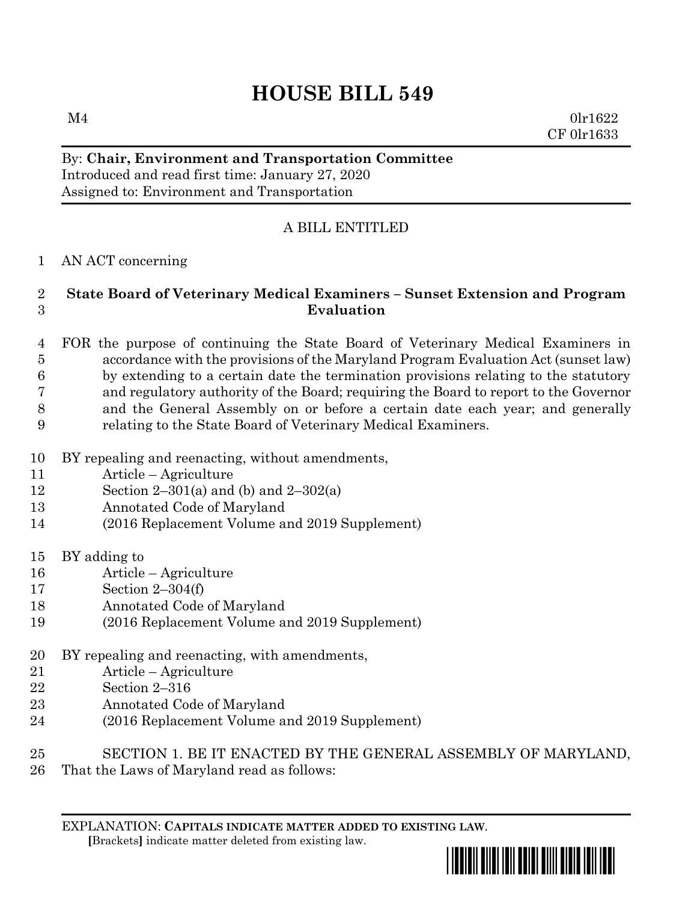# HOUSE BILL 549

M4 0lr1622
CF 0lr1633

By: **Chair, Environment and Transportation Committee**
Introduced and read first time: January 27, 2020
Assigned to: Environment and Transportation

A BILL ENTITLED

AN ACT concerning

**State Board of Veterinary Medical Examiners – Sunset Extension and Program Evaluation**

FOR the purpose of continuing the State Board of Veterinary Medical Examiners in accordance with the provisions of the Maryland Program Evaluation Act (sunset law) by extending to a certain date the termination provisions relating to the statutory and regulatory authority of the Board; requiring the Board to report to the Governor and the General Assembly on or before a certain date each year; and generally relating to the State Board of Veterinary Medical Examiners.

BY repealing and reenacting, without amendments,
Article – Agriculture
Section 2–301(a) and (b) and 2–302(a)
Annotated Code of Maryland
(2016 Replacement Volume and 2019 Supplement)

BY adding to
Article – Agriculture
Section 2–304(f)
Annotated Code of Maryland
(2016 Replacement Volume and 2019 Supplement)

BY repealing and reenacting, with amendments,
Article – Agriculture
Section 2–316
Annotated Code of Maryland
(2016 Replacement Volume and 2019 Supplement)

SECTION 1. BE IT ENACTED BY THE GENERAL ASSEMBLY OF MARYLAND, That the Laws of Maryland read as follows:

EXPLANATION: **CAPITALS INDICATE MATTER ADDED TO EXISTING LAW.**
[Brackets] indicate matter deleted from existing law.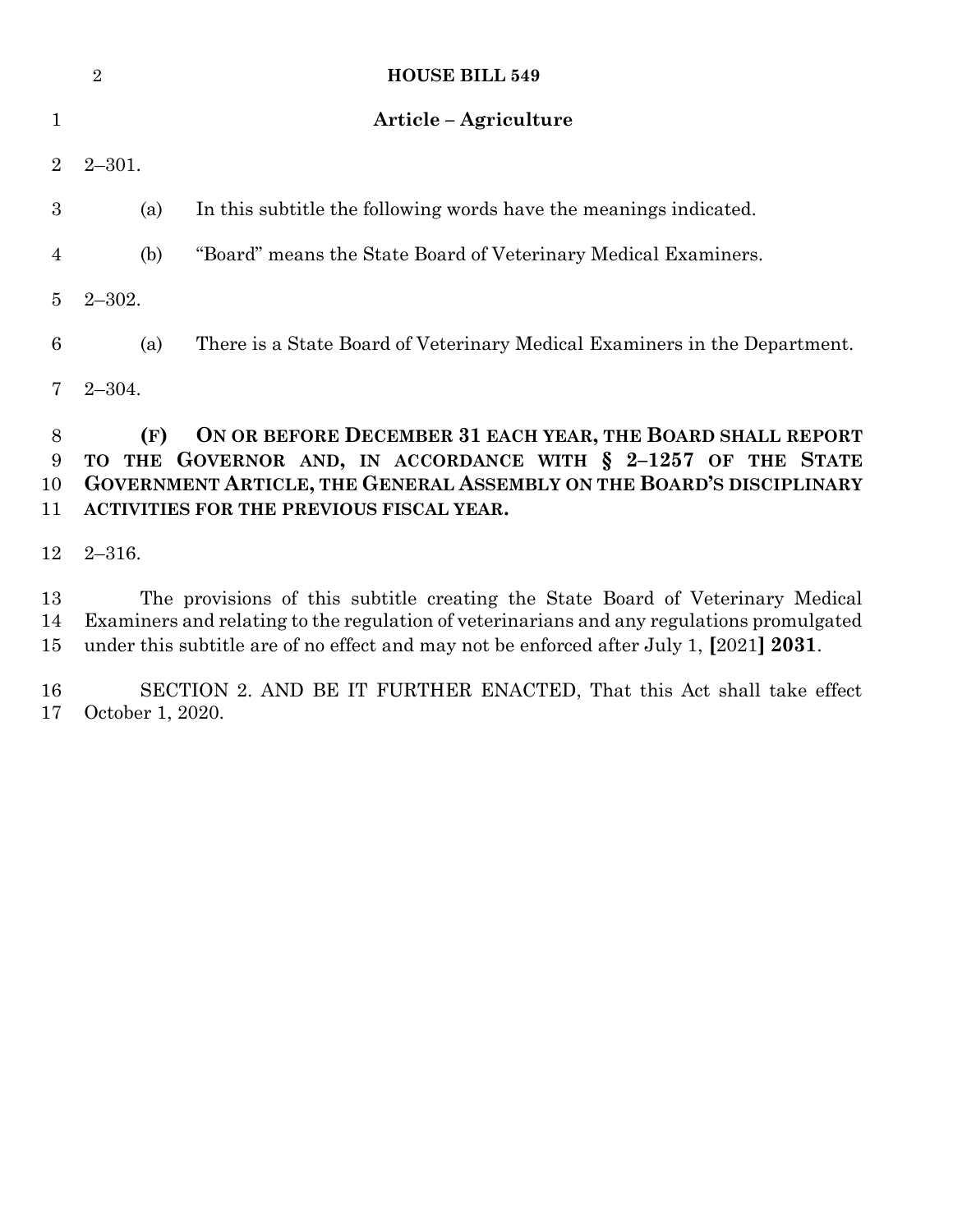## Article – Agriculture

2–301.

(a) In this subtitle the following words have the meanings indicated.

(b) "Board" means the State Board of Veterinary Medical Examiners.

2–302.

(a) There is a State Board of Veterinary Medical Examiners in the Department.

2–304.

**(F) ON OR BEFORE DECEMBER 31 EACH YEAR, THE BOARD SHALL REPORT TO THE GOVERNOR AND, IN ACCORDANCE WITH § 2–1257 OF THE STATE GOVERNMENT ARTICLE, THE GENERAL ASSEMBLY ON THE BOARD'S DISCIPLINARY ACTIVITIES FOR THE PREVIOUS FISCAL YEAR.**

2–316.

The provisions of this subtitle creating the State Board of Veterinary Medical Examiners and relating to the regulation of veterinarians and any regulations promulgated under this subtitle are of no effect and may not be enforced after July 1, **[**2021**] 2031**.

SECTION 2. AND BE IT FURTHER ENACTED, That this Act shall take effect October 1, 2020.